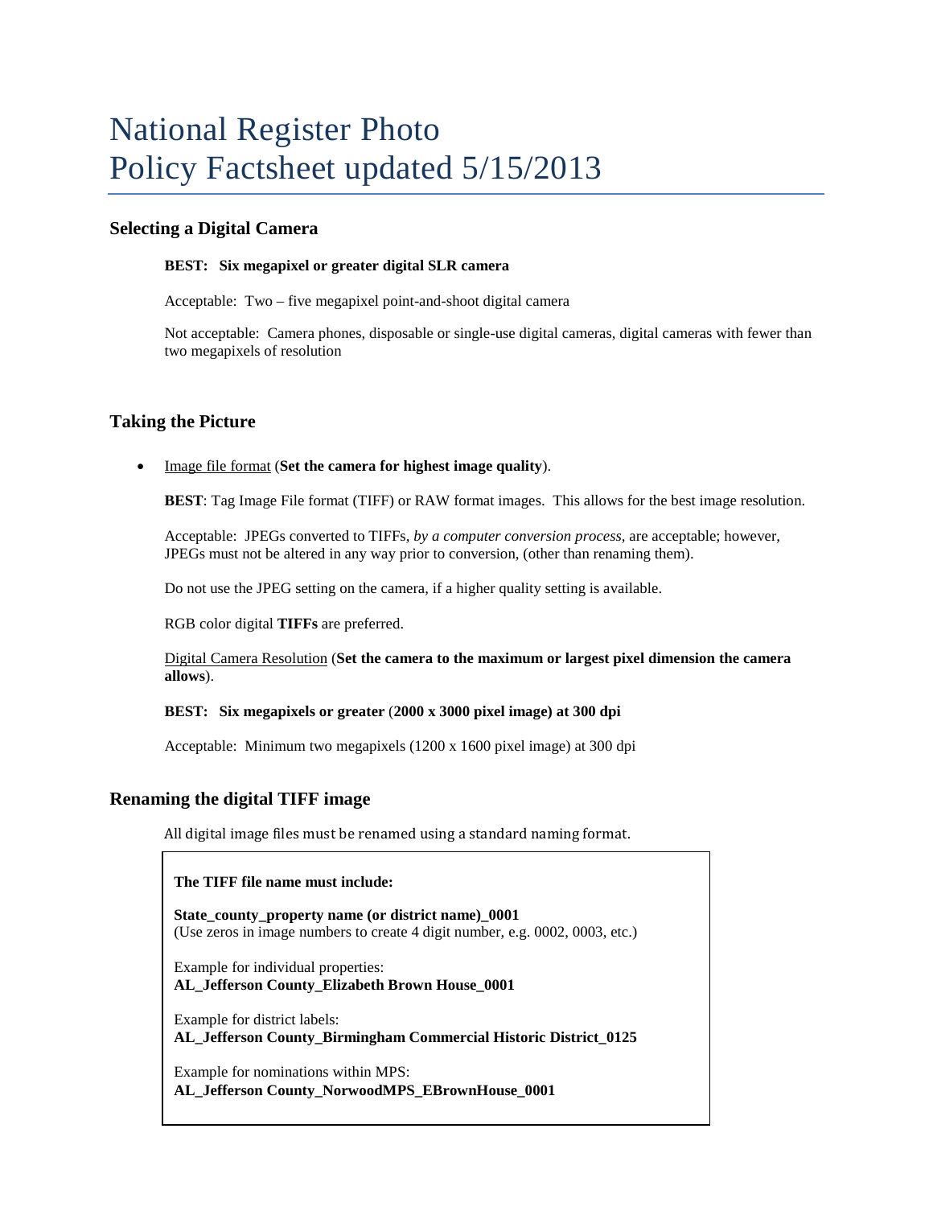# National Register Photo Policy Factsheet updated 5/15/2013

## Selecting a Digital Camera

**BEST: Six megapixel or greater digital SLR camera**

Acceptable: Two – five megapixel point-and-shoot digital camera

Not acceptable: Camera phones, disposable or single-use digital cameras, digital cameras with fewer than two megapixels of resolution

## Taking the Picture

- Image file format (**Set the camera for highest image quality**).

  **BEST**: Tag Image File format (TIFF) or RAW format images. This allows for the best image resolution.

  Acceptable: JPEGs converted to TIFFs, *by a computer conversion process,* are acceptable; however, JPEGs must not be altered in any way prior to conversion, (other than renaming them).

  Do not use the JPEG setting on the camera, if a higher quality setting is available.

  RGB color digital **TIFFs** are preferred.

  Digital Camera Resolution (**Set the camera to the maximum or largest pixel dimension the camera allows**).

  **BEST: Six megapixels or greater** (**2000 x 3000 pixel image) at 300 dpi**

  Acceptable: Minimum two megapixels (1200 x 1600 pixel image) at 300 dpi

## Renaming the digital TIFF image

All digital image files must be renamed using a standard naming format.

**The TIFF file name must include:**

**State_county_property name (or district name)_0001**
(Use zeros in image numbers to create 4 digit number, e.g. 0002, 0003, etc.)

Example for individual properties:
**AL_Jefferson County_Elizabeth Brown House_0001**

Example for district labels:
**AL_Jefferson County_Birmingham Commercial Historic District_0125**

Example for nominations within MPS:
**AL_Jefferson County_NorwoodMPS_EBrownHouse_0001**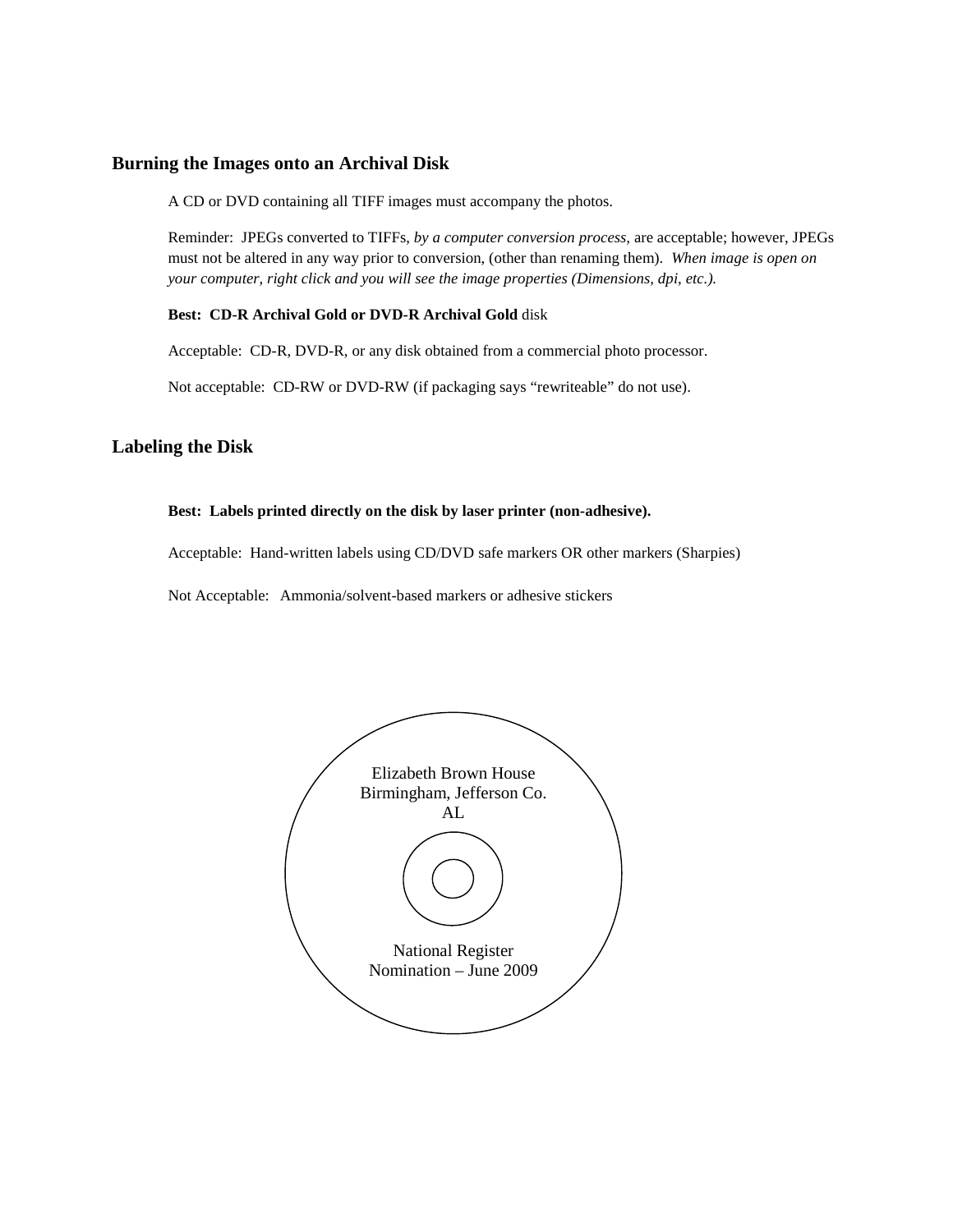## Burning the Images onto an Archival Disk

A CD or DVD containing all TIFF images must accompany the photos.

Reminder: JPEGs converted to TIFFs, *by a computer conversion process*, are acceptable; however, JPEGs must not be altered in any way prior to conversion, (other than renaming them). *When image is open on your computer, right click and you will see the image properties (Dimensions, dpi, etc.).*

**Best: CD-R Archival Gold or DVD-R Archival Gold** disk

Acceptable: CD-R, DVD-R, or any disk obtained from a commercial photo processor.

Not acceptable: CD-RW or DVD-RW (if packaging says "rewriteable" do not use).

## Labeling the Disk

**Best: Labels printed directly on the disk by laser printer (non-adhesive).**

Acceptable: Hand-written labels using CD/DVD safe markers OR other markers (Sharpies)

Not Acceptable: Ammonia/solvent-based markers or adhesive stickers

Elizabeth Brown House
Birmingham, Jefferson Co.
AL

National Register
Nomination – June 2009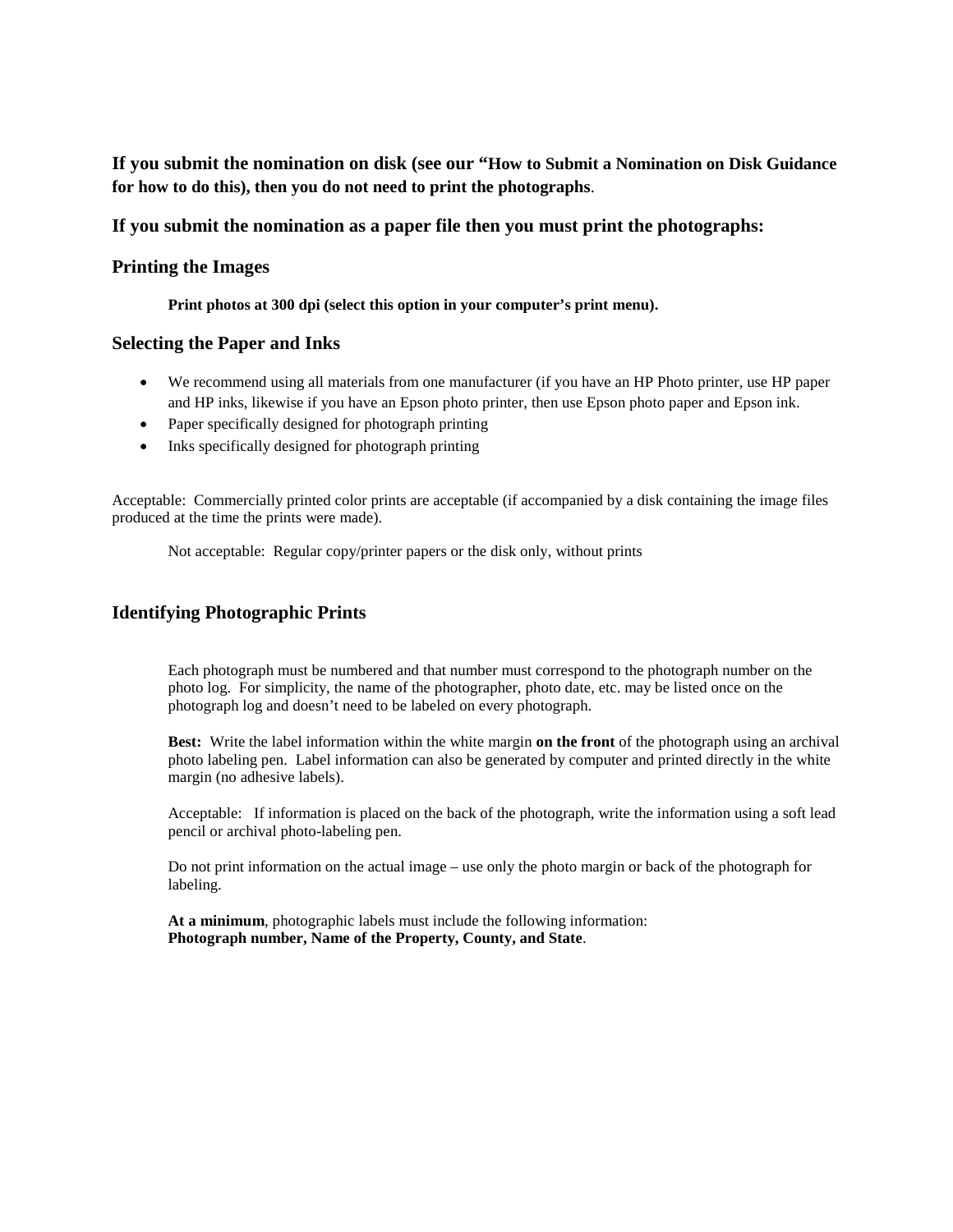**If you submit the nomination on disk (see our "How to Submit a Nomination on Disk Guidance for how to do this), then you do not need to print the photographs**.

**If you submit the nomination as a paper file then you must print the photographs:**

### Printing the Images

**Print photos at 300 dpi (select this option in your computer's print menu).**

### Selecting the Paper and Inks

- We recommend using all materials from one manufacturer (if you have an HP Photo printer, use HP paper and HP inks, likewise if you have an Epson photo printer, then use Epson photo paper and Epson ink.
- Paper specifically designed for photograph printing
- Inks specifically designed for photograph printing

Acceptable: Commercially printed color prints are acceptable (if accompanied by a disk containing the image files produced at the time the prints were made).

Not acceptable: Regular copy/printer papers or the disk only, without prints

### Identifying Photographic Prints

Each photograph must be numbered and that number must correspond to the photograph number on the photo log. For simplicity, the name of the photographer, photo date, etc. may be listed once on the photograph log and doesn't need to be labeled on every photograph.

**Best:** Write the label information within the white margin **on the front** of the photograph using an archival photo labeling pen. Label information can also be generated by computer and printed directly in the white margin (no adhesive labels).

Acceptable: If information is placed on the back of the photograph, write the information using a soft lead pencil or archival photo-labeling pen.

Do not print information on the actual image – use only the photo margin or back of the photograph for labeling.

**At a minimum**, photographic labels must include the following information:
**Photograph number, Name of the Property, County, and State**.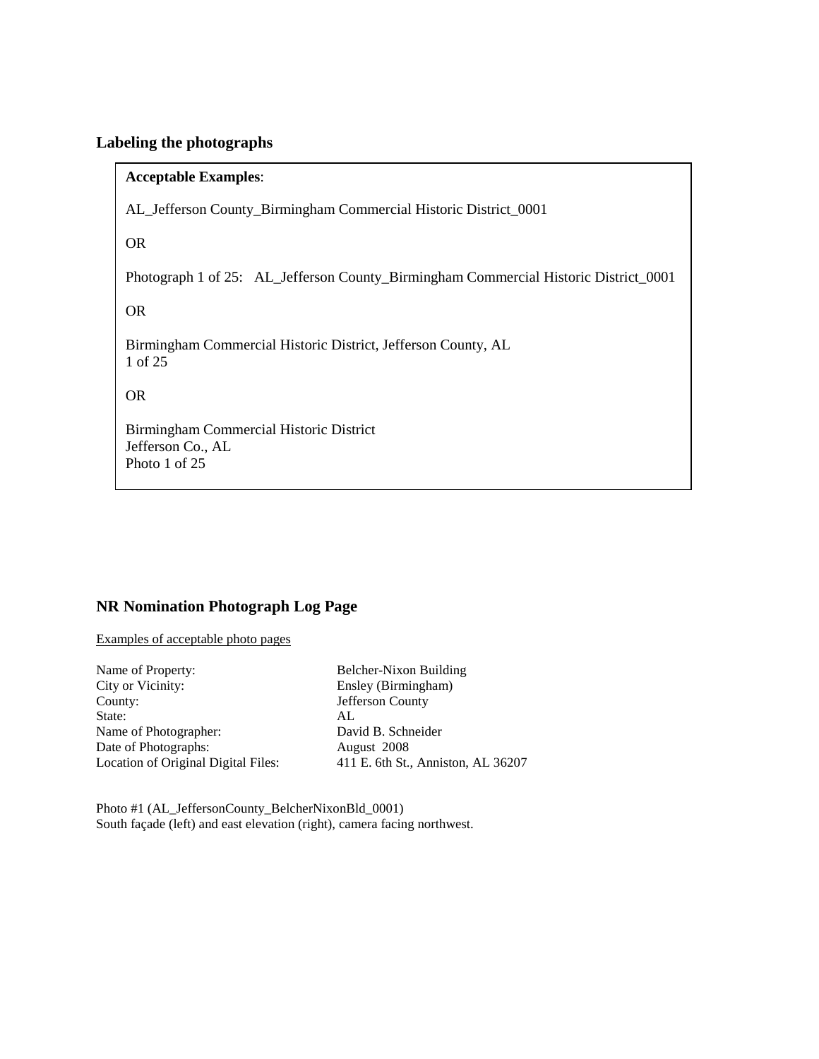## Labeling the photographs

**Acceptable Examples**:

AL_Jefferson County_Birmingham Commercial Historic District_0001

OR

Photograph 1 of 25: AL_Jefferson County_Birmingham Commercial Historic District_0001

OR

Birmingham Commercial Historic District, Jefferson County, AL
1 of 25

OR

Birmingham Commercial Historic District
Jefferson Co., AL
Photo 1 of 25

## NR Nomination Photograph Log Page

Examples of acceptable photo pages

| | |
|---|---|
| Name of Property: | Belcher-Nixon Building |
| City or Vicinity: | Ensley (Birmingham) |
| County: | Jefferson County |
| State: | AL |
| Name of Photographer: | David B. Schneider |
| Date of Photographs: | August 2008 |
| Location of Original Digital Files: | 411 E. 6th St., Anniston, AL 36207 |

Photo #1 (AL_JeffersonCounty_BelcherNixonBld_0001)
South façade (left) and east elevation (right), camera facing northwest.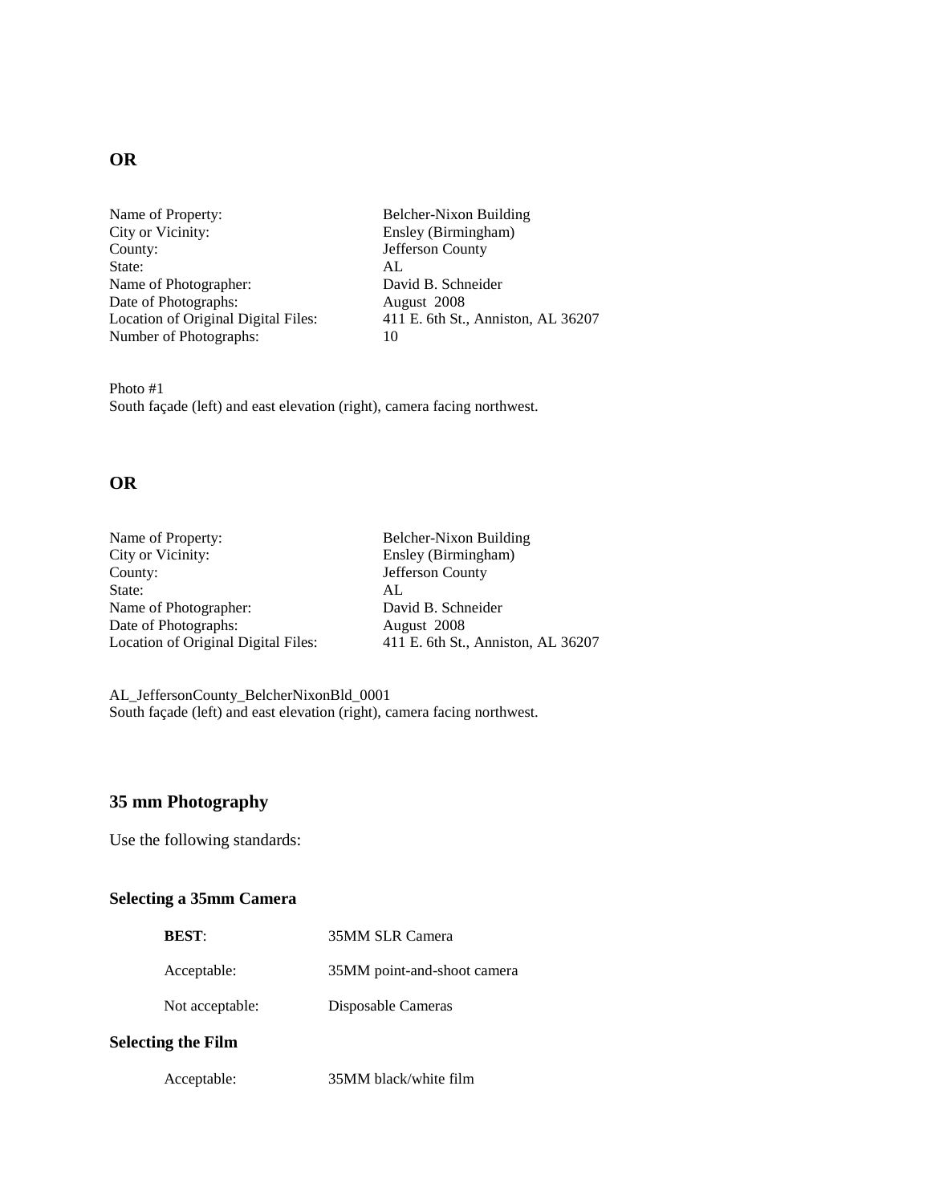**OR**

| | |
|---|---|
| Name of Property: | Belcher-Nixon Building |
| City or Vicinity: | Ensley (Birmingham) |
| County: | Jefferson County |
| State: | AL |
| Name of Photographer: | David B. Schneider |
| Date of Photographs: | August 2008 |
| Location of Original Digital Files: | 411 E. 6th St., Anniston, AL 36207 |
| Number of Photographs: | 10 |

Photo #1
South façade (left) and east elevation (right), camera facing northwest.

**OR**

| | |
|---|---|
| Name of Property: | Belcher-Nixon Building |
| City or Vicinity: | Ensley (Birmingham) |
| County: | Jefferson County |
| State: | AL |
| Name of Photographer: | David B. Schneider |
| Date of Photographs: | August 2008 |
| Location of Original Digital Files: | 411 E. 6th St., Anniston, AL 36207 |

AL_JeffersonCounty_BelcherNixonBld_0001
South façade (left) and east elevation (right), camera facing northwest.

## 35 mm Photography

Use the following standards:

### Selecting a 35mm Camera

| | |
|---|---|
| **BEST**: | 35MM SLR Camera |
| Acceptable: | 35MM point-and-shoot camera |
| Not acceptable: | Disposable Cameras |

### Selecting the Film

| | |
|---|---|
| Acceptable: | 35MM black/white film |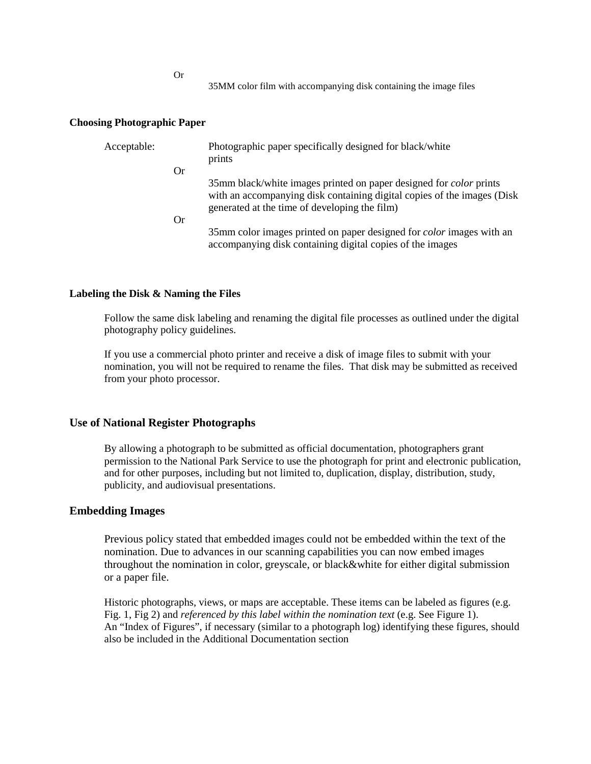Or

35MM color film with accompanying disk containing the image files

**Choosing Photographic Paper**

Acceptable: Photographic paper specifically designed for black/white prints

Or

35mm black/white images printed on paper designed for *color* prints with an accompanying disk containing digital copies of the images (Disk generated at the time of developing the film)

Or

35mm color images printed on paper designed for *color* images with an accompanying disk containing digital copies of the images

**Labeling the Disk & Naming the Files**

Follow the same disk labeling and renaming the digital file processes as outlined under the digital photography policy guidelines.

If you use a commercial photo printer and receive a disk of image files to submit with your nomination, you will not be required to rename the files. That disk may be submitted as received from your photo processor.

## Use of National Register Photographs

By allowing a photograph to be submitted as official documentation, photographers grant permission to the National Park Service to use the photograph for print and electronic publication, and for other purposes, including but not limited to, duplication, display, distribution, study, publicity, and audiovisual presentations.

## Embedding Images

Previous policy stated that embedded images could not be embedded within the text of the nomination. Due to advances in our scanning capabilities you can now embed images throughout the nomination in color, greyscale, or black&white for either digital submission or a paper file.

Historic photographs, views, or maps are acceptable. These items can be labeled as figures (e.g. Fig. 1, Fig 2) and *referenced by this label within the nomination text* (e.g. See Figure 1). An "Index of Figures", if necessary (similar to a photograph log) identifying these figures, should also be included in the Additional Documentation section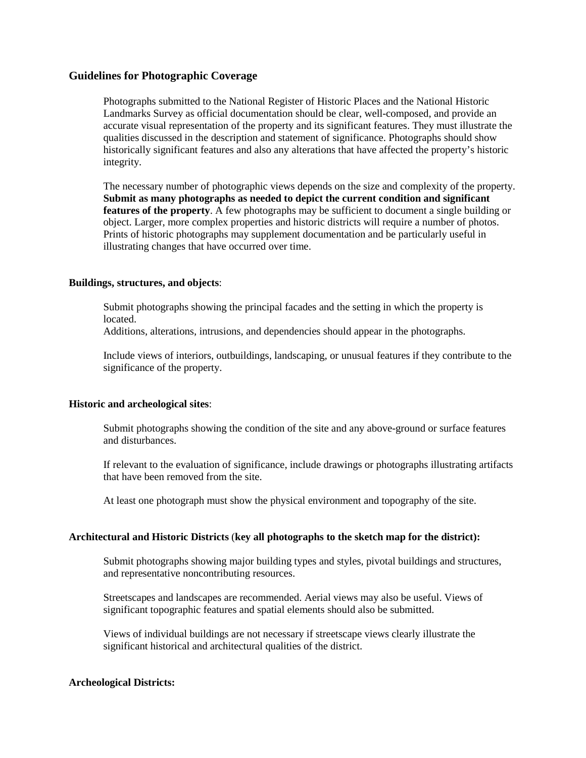## Guidelines for Photographic Coverage

Photographs submitted to the National Register of Historic Places and the National Historic Landmarks Survey as official documentation should be clear, well-composed, and provide an accurate visual representation of the property and its significant features. They must illustrate the qualities discussed in the description and statement of significance. Photographs should show historically significant features and also any alterations that have affected the property's historic integrity.

The necessary number of photographic views depends on the size and complexity of the property. **Submit as many photographs as needed to depict the current condition and significant features of the property**. A few photographs may be sufficient to document a single building or object. Larger, more complex properties and historic districts will require a number of photos. Prints of historic photographs may supplement documentation and be particularly useful in illustrating changes that have occurred over time.

**Buildings, structures, and objects**:

Submit photographs showing the principal facades and the setting in which the property is located.
Additions, alterations, intrusions, and dependencies should appear in the photographs.

Include views of interiors, outbuildings, landscaping, or unusual features if they contribute to the significance of the property.

**Historic and archeological sites**:

Submit photographs showing the condition of the site and any above-ground or surface features and disturbances.

If relevant to the evaluation of significance, include drawings or photographs illustrating artifacts that have been removed from the site.

At least one photograph must show the physical environment and topography of the site.

**Architectural and Historic Districts** (**key all photographs to the sketch map for the district):**

Submit photographs showing major building types and styles, pivotal buildings and structures, and representative noncontributing resources.

Streetscapes and landscapes are recommended. Aerial views may also be useful. Views of significant topographic features and spatial elements should also be submitted.

Views of individual buildings are not necessary if streetscape views clearly illustrate the significant historical and architectural qualities of the district.

**Archeological Districts:**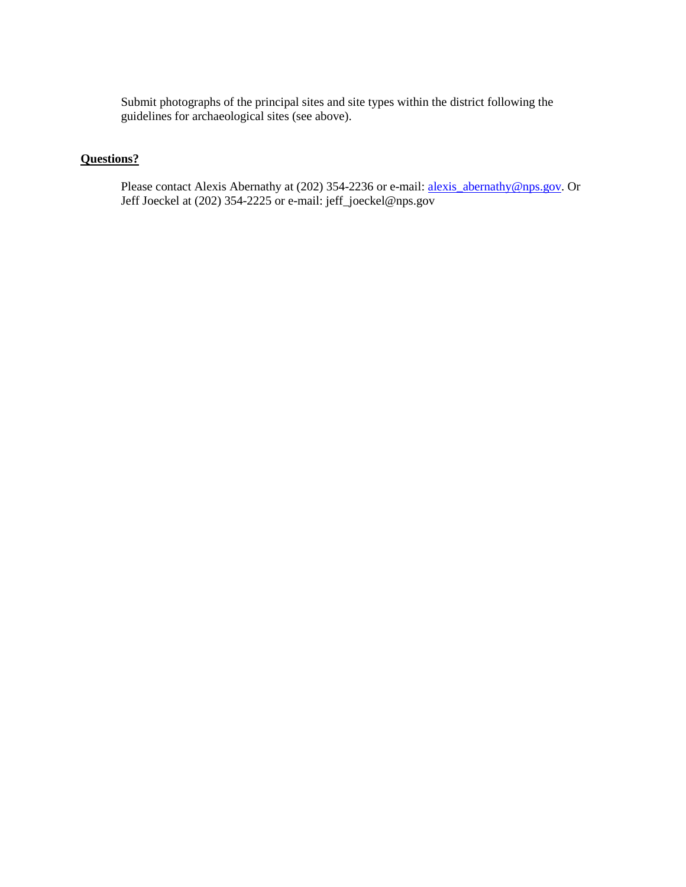Submit photographs of the principal sites and site types within the district following the guidelines for archaeological sites (see above).

## **Questions?**

Please contact Alexis Abernathy at (202) 354-2236 or e-mail: alexis_abernathy@nps.gov. Or Jeff Joeckel at (202) 354-2225 or e-mail: jeff_joeckel@nps.gov